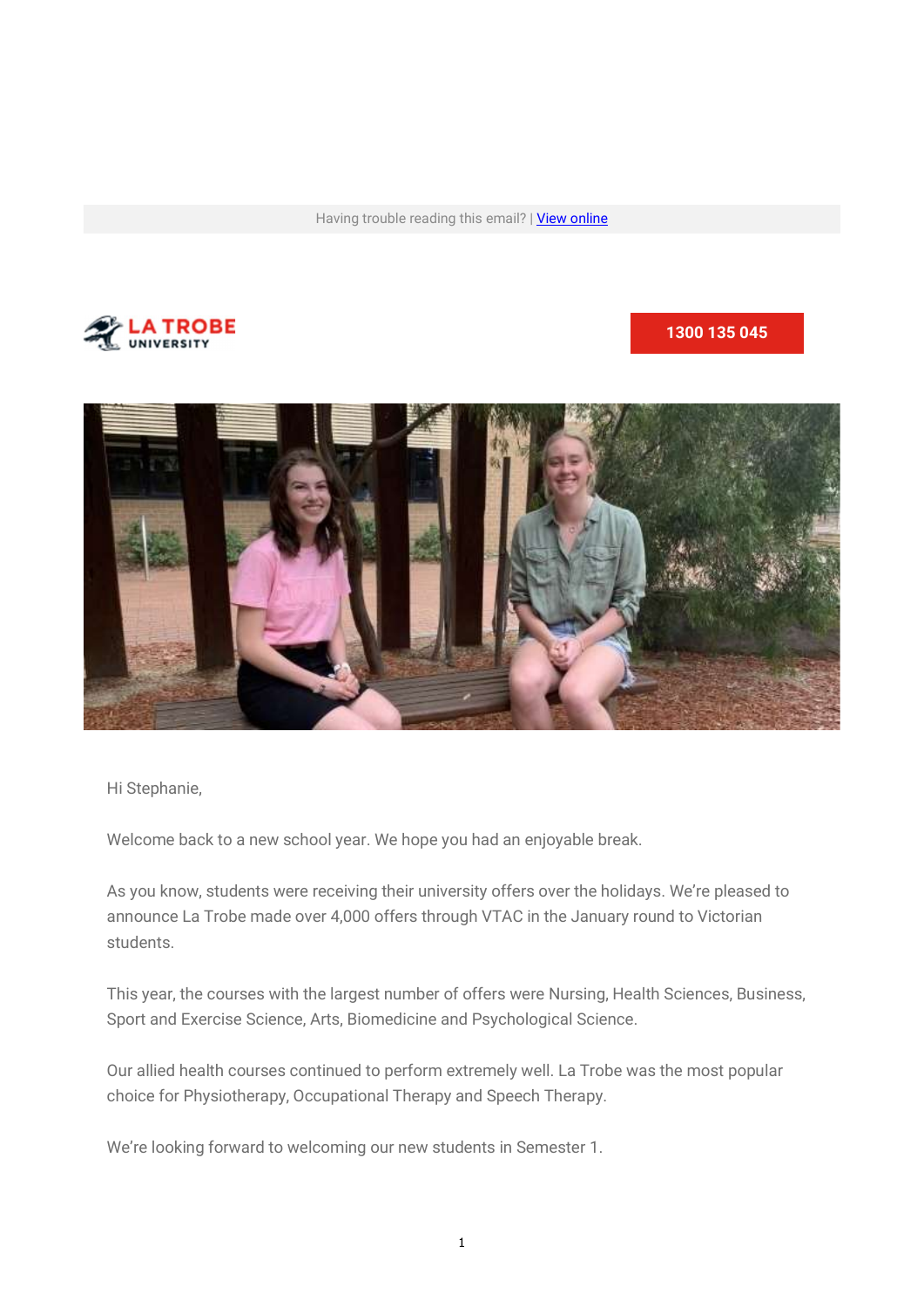Having trouble reading this email? | View online

LA TROBE UNIVERSITY

1300 135 045

Hi Stephanie,

Welcome back to a new school year. We hope you had an enjoyable break.

As you know, students were receiving their university offers over the holidays. We're pleased to announce La Trobe made over 4,000 offers through VTAC in the January round to Victorian students.

This year, the courses with the largest number of offers were Nursing, Health Sciences, Business, Sport and Exercise Science, Arts, Biomedicine and Psychological Science.

Our allied health courses continued to perform extremely well. La Trobe was the most popular choice for Physiotherapy, Occupational Therapy and Speech Therapy.

We're looking forward to welcoming our new students in Semester 1.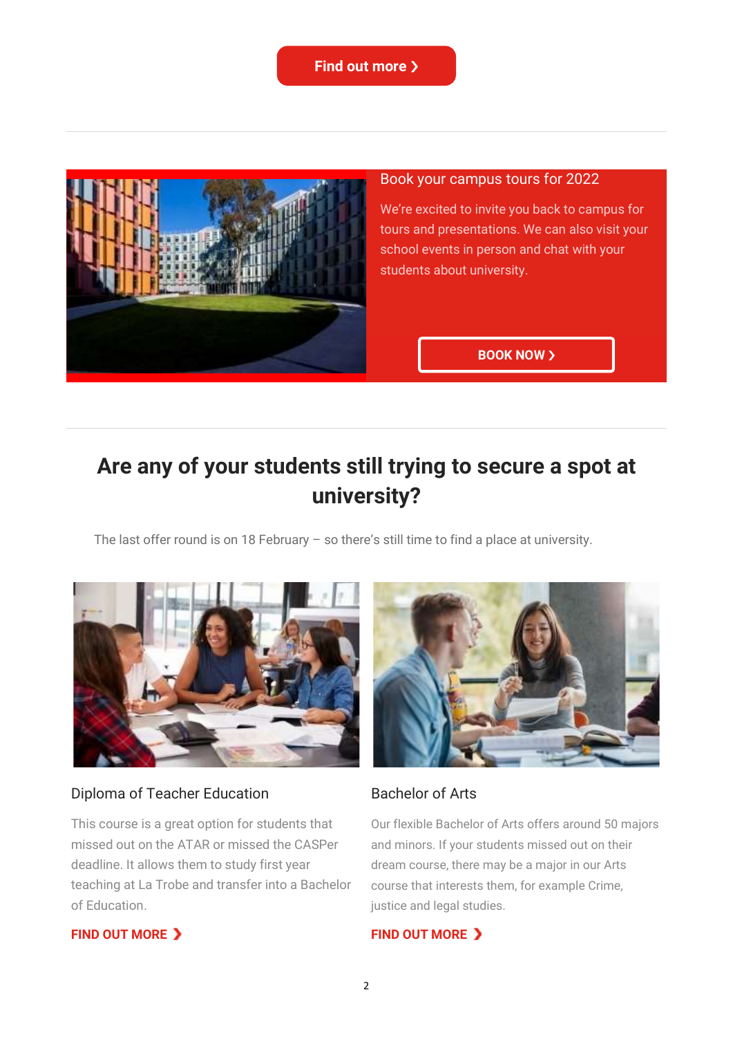Find out more ❯

---

Book your campus tours for 2022

We're excited to invite you back to campus for tours and presentations. We can also visit your school events in person and chat with your students about university.

BOOK NOW ❯

---

## Are any of your students still trying to secure a spot at university?

The last offer round is on 18 February – so there's still time to find a place at university.

### Diploma of Teacher Education

This course is a great option for students that missed out on the ATAR or missed the CASPer deadline. It allows them to study first year teaching at La Trobe and transfer into a Bachelor of Education.

**FIND OUT MORE ❯**

### Bachelor of Arts

Our flexible Bachelor of Arts offers around 50 majors and minors. If your students missed out on their dream course, there may be a major in our Arts course that interests them, for example Crime, justice and legal studies.

**FIND OUT MORE ❯**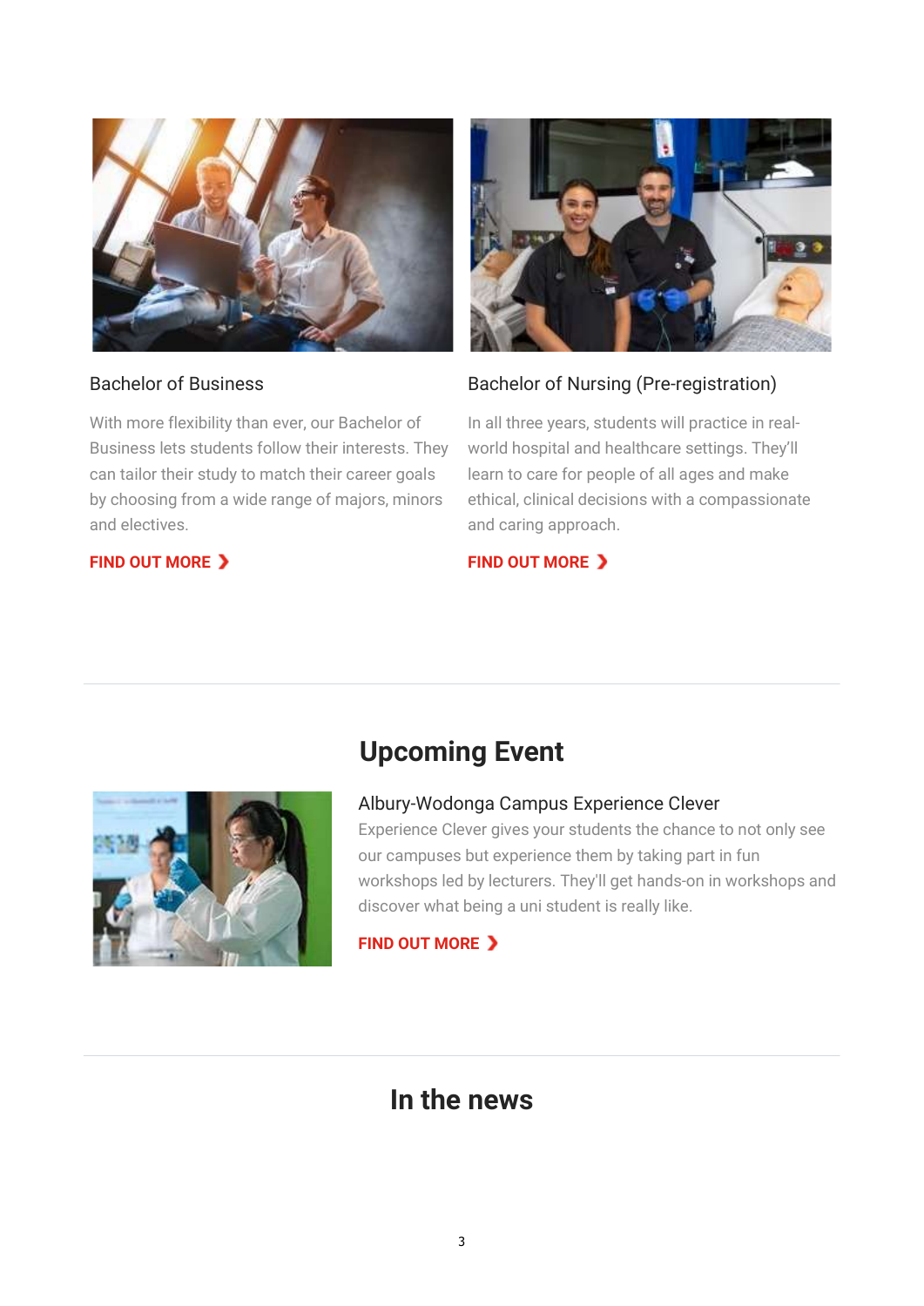### Bachelor of Business

With more flexibility than ever, our Bachelor of Business lets students follow their interests. They can tailor their study to match their career goals by choosing from a wide range of majors, minors and electives.

**FIND OUT MORE ❯**

### Bachelor of Nursing (Pre-registration)

In all three years, students will practice in real-world hospital and healthcare settings. They'll learn to care for people of all ages and make ethical, clinical decisions with a compassionate and caring approach.

**FIND OUT MORE ❯**

---

## Upcoming Event

### Albury-Wodonga Campus Experience Clever

Experience Clever gives your students the chance to not only see our campuses but experience them by taking part in fun workshops led by lecturers. They'll get hands-on in workshops and discover what being a uni student is really like.

**FIND OUT MORE ❯**

---

## In the news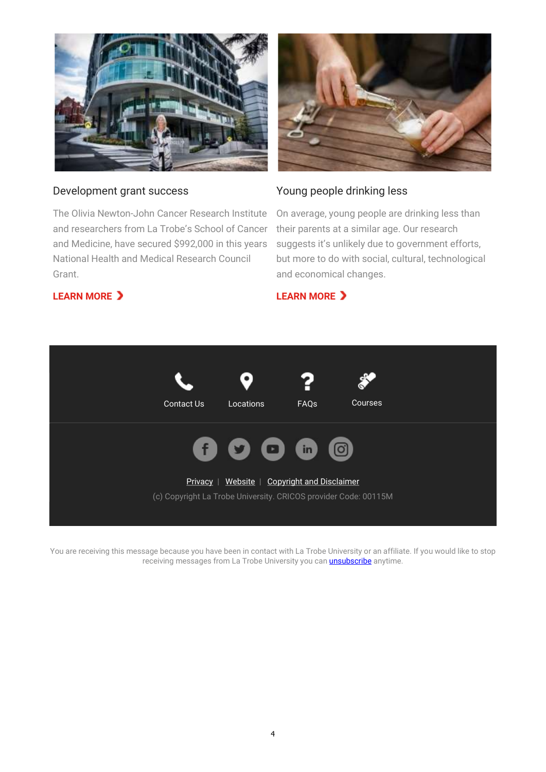## Development grant success

The Olivia Newton-John Cancer Research Institute and researchers from La Trobe's School of Cancer and Medicine, have secured $992,000 in this years National Health and Medical Research Council Grant.

**LEARN MORE ›**

## Young people drinking less

On average, young people are drinking less than their parents at a similar age. Our research suggests it's unlikely due to government efforts, but more to do with social, cultural, technological and economical changes.

**LEARN MORE ›**

Contact Us | Locations | FAQs | Courses

Privacy | Website | Copyright and Disclaimer

(c) Copyright La Trobe University. CRICOS provider Code: 00115M

You are receiving this message because you have been in contact with La Trobe University or an affiliate. If you would like to stop receiving messages from La Trobe University you can unsubscribe anytime.